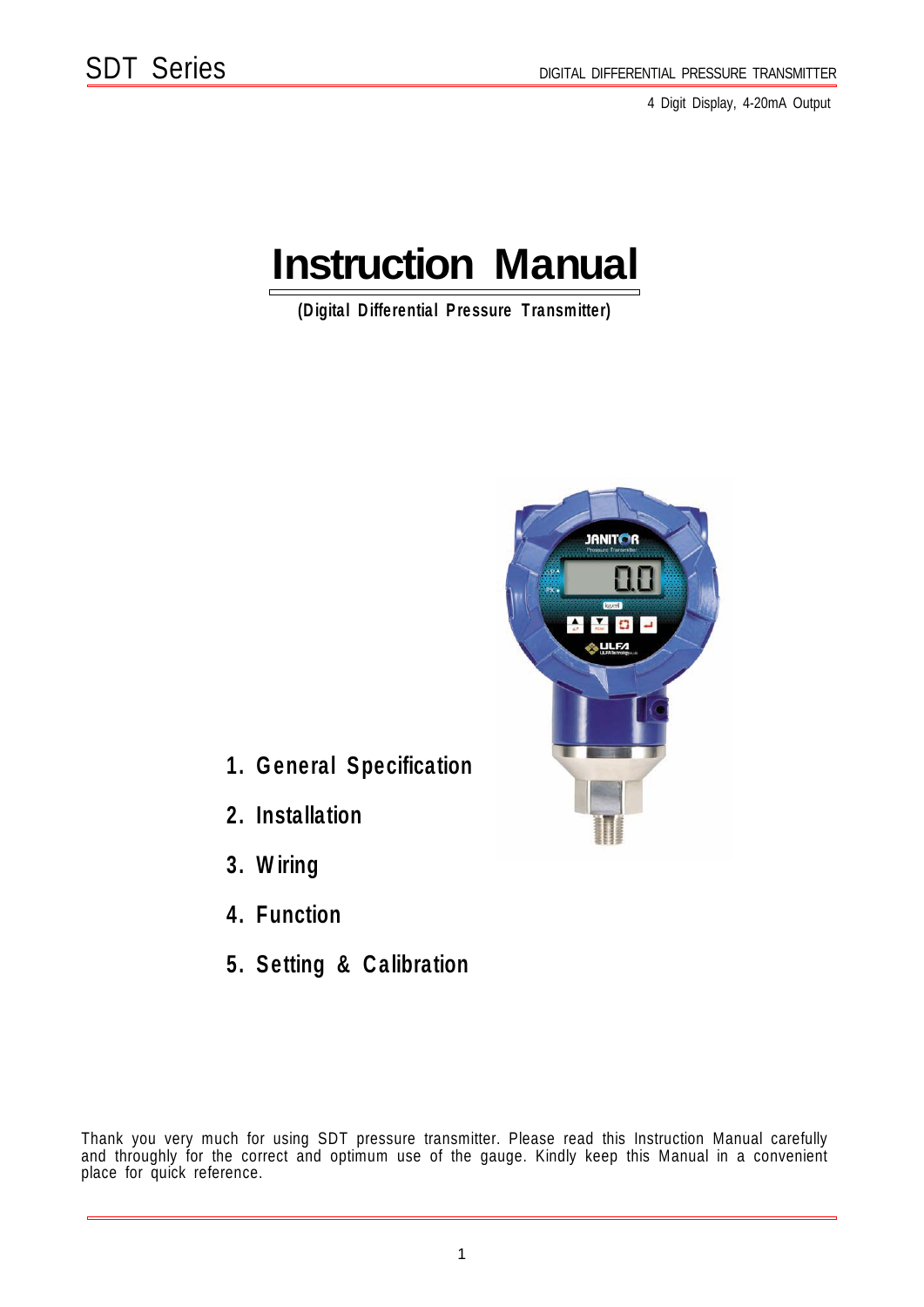# Instruction Manual

**(Digital Differential Pressure Transmitter)**

1. **General Specification**
2. **Installation**
3. **Wiring**
4. **Function**
5. **Setting & Calibration**

Thank you very much for using SDT pressure transmitter. Please read this Instruction Manual carefully and throughly for the correct and optimum use of the gauge. Kindly keep this Manual in a convenient place for quick reference.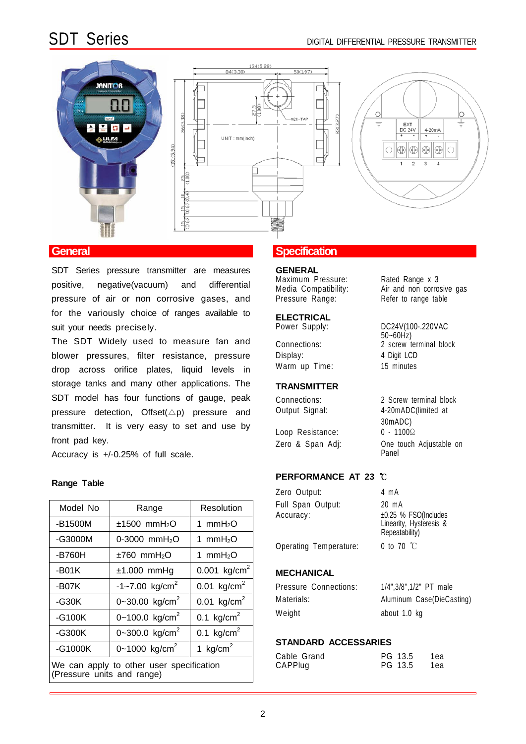# SDT Series

DIGITAL DIFFERENTIAL PRESSURE TRANSMITTER

## General

SDT Series pressure transmitter are measures positive, negative(vacuum) and differential pressure of air or non corrosive gases, and for the variously choice of ranges available to suit your needs precisely.

The SDT Widely used to measure fan and blower pressures, filter resistance, pressure drop across orifice plates, liquid levels in storage tanks and many other applications. The SDT model has four functions of gauge, peak pressure detection, Offset(△p) pressure and transmitter. It is very easy to set and use by front pad key.

Accuracy is +/-0.25% of full scale.

### Range Table

| Model No | Range | Resolution |
|---|---|---|
| -B1500M | ±1500 $mmH_2O$ | 1 $mmH_2O$ |
| -G3000M | 0-3000 $mmH_2O$ | 1 $mmH_2O$ |
| -B760H | ±760 $mmH_2O$ | 1 $mmH_2O$ |
| -B01K | ±1.000 mmHg | 0.001 $kg/cm^2$ |
| -B07K | -1~7.00 $kg/cm^2$ | 0.01 $kg/cm^2$ |
| -G30K | 0~30.00 $kg/cm^2$ | 0.01 $kg/cm^2$ |
| -G100K | 0~100.0 $kg/cm^2$ | 0.1 $kg/cm^2$ |
| -G300K | 0~300.0 $kg/cm^2$ | 0.1 $kg/cm^2$ |
| -G1000K | 0~1000 $kg/cm^2$ | 1 $kg/cm^2$ |
| We can apply to other user specification (Pressure units and range) | | |

## Specification

### GENERAL

| | |
|---|---|
| Maximum Pressure: | Rated Range x 3 |
| Media Compatibility: | Air and non corrosive gas |
| Pressure Range: | Refer to range table |

### ELECTRICAL

| | |
|---|---|
| Power Supply: | DC24V(100-.220VAC 50~60Hz) |
| Connections: | 2 screw terminal block |
| Display: | 4 Digit LCD |
| Warm up Time: | 15 minutes |

### TRANSMITTER

| | |
|---|---|
| Connections: | 2 Screw terminal block |
| Output Signal: | 4-20mADC(limited at 30mADC) |
| Loop Resistance: | 0 - 1100Ω |
| Zero & Span Adj: | One touch Adjustable on Panel |

### PERFORMANCE AT 23 ℃

| | |
|---|---|
| Zero Output: | 4 mA |
| Full Span Output: | 20 mA |
| Accuracy: | ±0.25 % FSO(Includes Linearity, Hysteresis & Repeatability) |
| Operating Temperature: | 0 to 70 ℃ |

### MECHANICAL

| | |
|---|---|
| Pressure Connections: | 1/4",3/8",1/2" PT male |
| Materials: | Aluminum Case(DieCasting) |
| Weight | about 1.0 kg |

### STANDARD ACCESSARIES

| | | |
|---|---|---|
| Cable Grand | PG 13.5 | 1ea |
| CAPPlug | PG 13.5 | 1ea |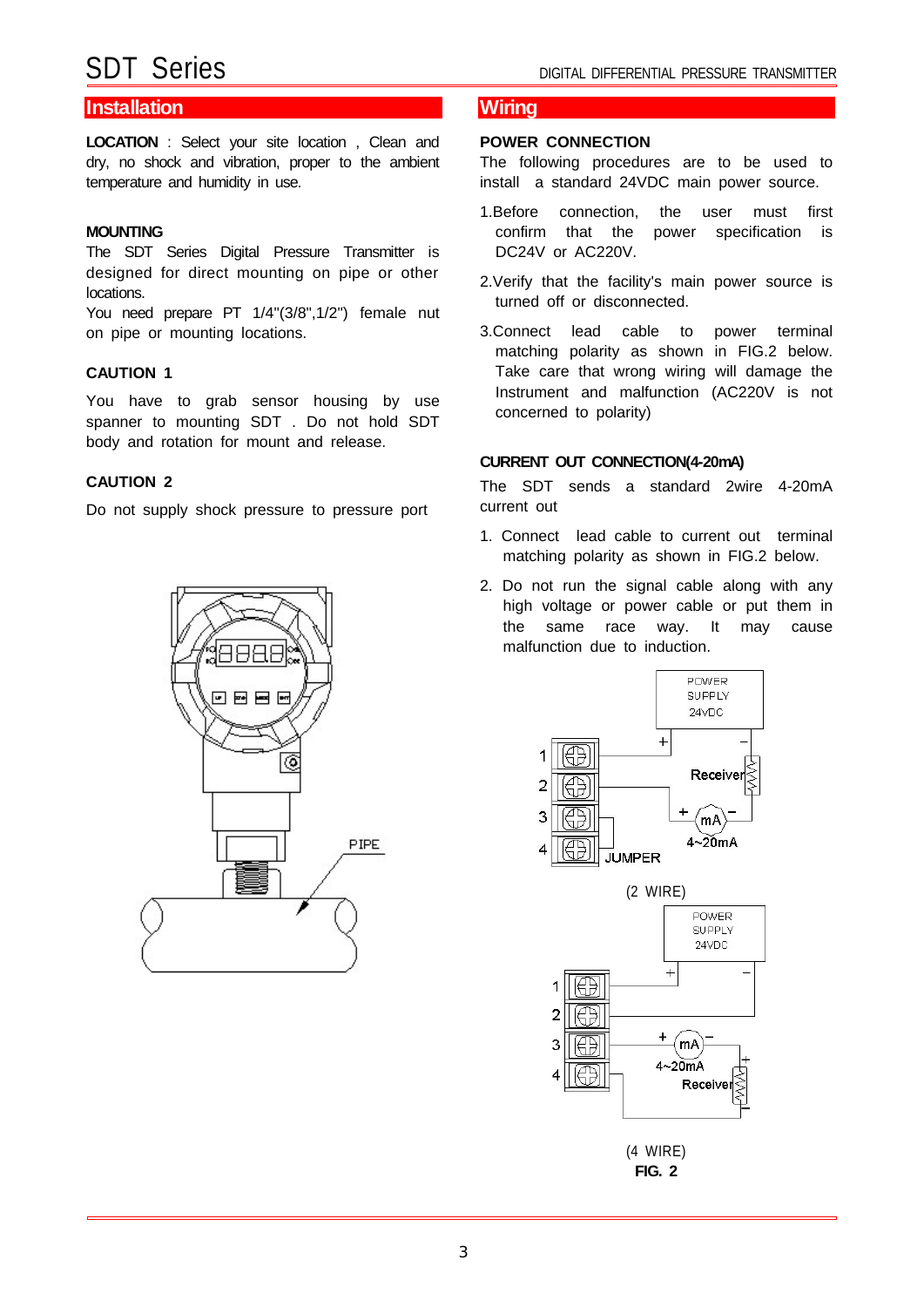## Installation

**LOCATION** : Select your site location , Clean and dry, no shock and vibration, proper to the ambient temperature and humidity in use.

**MOUNTING**

The SDT Series Digital Pressure Transmitter is designed for direct mounting on pipe or other locations.

You need prepare PT 1/4"(3/8",1/2") female nut on pipe or mounting locations.

**CAUTION 1**

You have to grab sensor housing by use spanner to mounting SDT . Do not hold SDT body and rotation for mount and release.

**CAUTION 2**

Do not supply shock pressure to pressure port

PIPE

## Wiring

**POWER CONNECTION**

The following procedures are to be used to install a standard 24VDC main power source.

1. Before connection, the user must first confirm that the power specification is DC24V or AC220V.
2. Verify that the facility's main power source is turned off or disconnected.
3. Connect lead cable to power terminal matching polarity as shown in FIG.2 below. Take care that wrong wiring will damage the Instrument and malfunction (AC220V is not concerned to polarity)

**CURRENT OUT CONNECTION(4-20mA)**

The SDT sends a standard 2wire 4-20mA current out

1. Connect lead cable to current out terminal matching polarity as shown in FIG.2 below.
2. Do not run the signal cable along with any high voltage or power cable or put them in the same race way. It may cause malfunction due to induction.

POWER SUPPLY 24VDC

Receiver

4~20mA

JUMPER

(2 WIRE)

POWER SUPPLY 24VDC

4~20mA

Receiver

(4 WIRE)

**FIG. 2**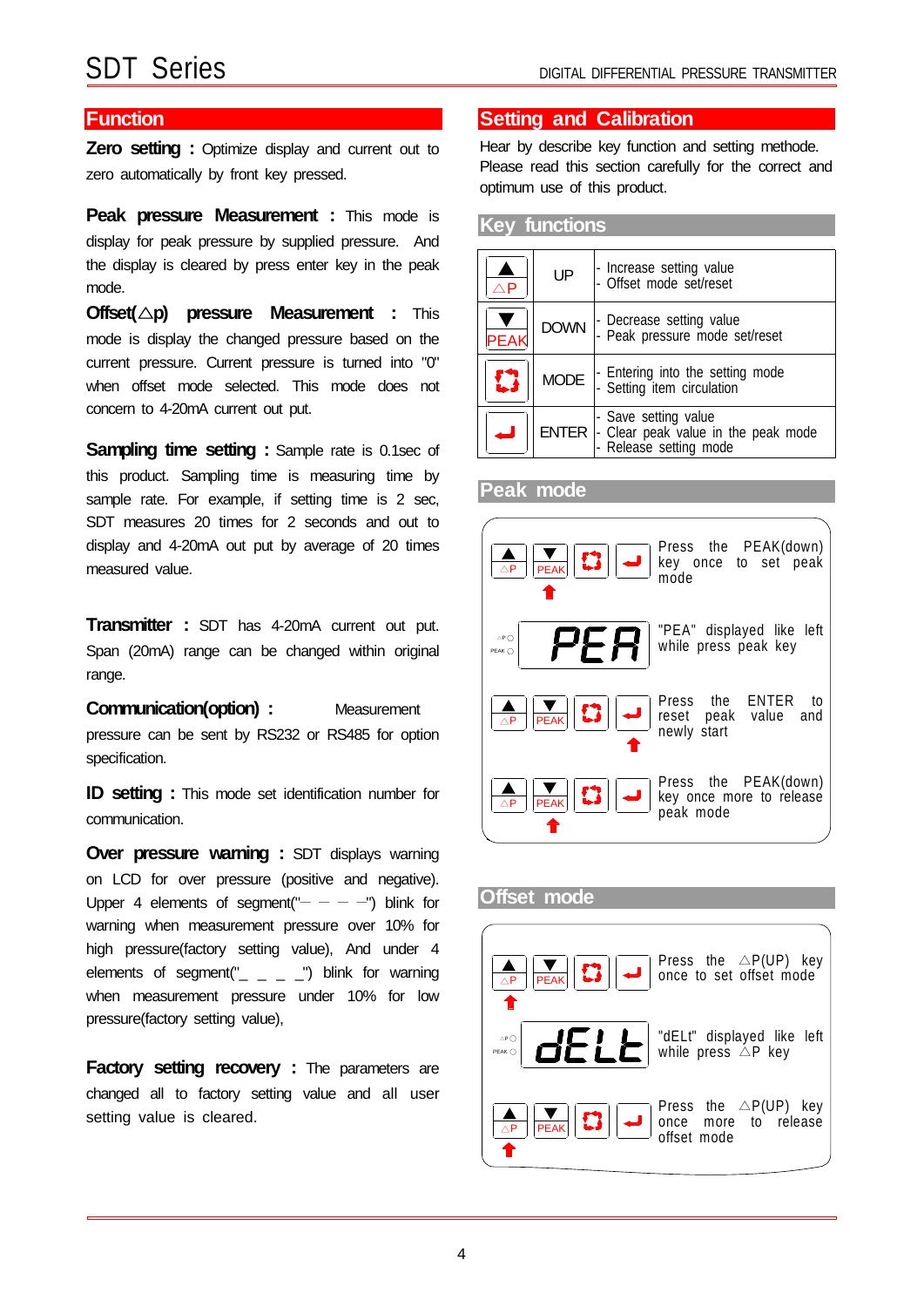## Function

**Zero setting :** Optimize display and current out to zero automatically by front key pressed.

**Peak pressure Measurement :** This mode is display for peak pressure by supplied pressure. And the display is cleared by press enter key in the peak mode.

**Offset(△p) pressure Measurement :** This mode is display the changed pressure based on the current pressure. Current pressure is turned into "0" when offset mode selected. This mode does not concern to 4-20mA current out put.

**Sampling time setting :** Sample rate is 0.1sec of this product. Sampling time is measuring time by sample rate. For example, if setting time is 2 sec, SDT measures 20 times for 2 seconds and out to display and 4-20mA out put by average of 20 times measured value.

**Transmitter :** SDT has 4-20mA current out put. Span (20mA) range can be changed within original range.

**Communication(option) :** Measurement pressure can be sent by RS232 or RS485 for option specification.

**ID setting :** This mode set identification number for communication.

**Over pressure warning :** SDT displays warning on LCD for over pressure (positive and negative). Upper 4 elements of segment("‾ ‾ ‾ ‾") blink for warning when measurement pressure over 10% for high pressure(factory setting value), And under 4 elements of segment("_ _ _ _") blink for warning when measurement pressure under 10% for low pressure(factory setting value),

**Factory setting recovery :** The parameters are changed all to factory setting value and all user setting value is cleared.

## Setting and Calibration

Hear by describe key function and setting methode. Please read this section carefully for the correct and optimum use of this product.

### Key functions

| Key | Name | Function |
|---|---|---|
| ▲ △P | UP | - Increase setting value<br>- Offset mode set/reset |
| ▼ PEAK | DOWN | - Decrease setting value<br>- Peak pressure mode set/reset |
| MODE key | MODE | - Entering into the setting mode<br>- Setting item circulation |
| ENTER key | ENTER | - Save setting value<br>- Clear peak value in the peak mode<br>- Release setting mode |

### Peak mode

- Press the PEAK(down) key once to set peak mode
- "PEA" displayed like left while press peak key
- Press the ENTER to reset peak value and newly start
- Press the PEAK(down) key once more to release peak mode

### Offset mode

- Press the △P(UP) key once to set offset mode
- "dELt" displayed like left while press △P key
- Press the △P(UP) key once more to release offset mode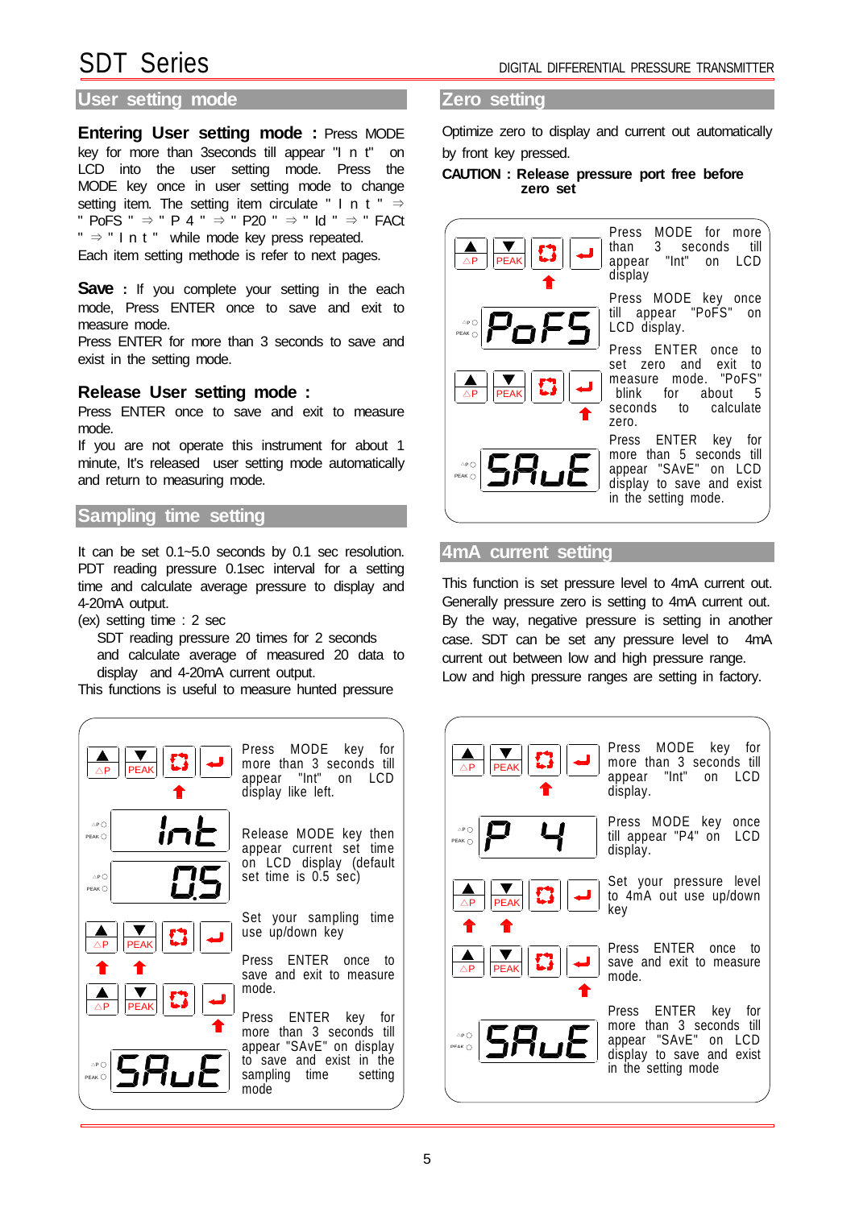## User setting mode

**Entering User setting mode :** Press MODE key for more than 3seconds till appear "I n t" on LCD into the user setting mode. Press the MODE key once in user setting mode to change setting item. The setting item circulate " I n t " ⇒ " PoFS " ⇒ " P 4 " ⇒ " P20 " ⇒ " Id " ⇒ " FACt " ⇒ " I n t " while mode key press repeated.
Each item setting methode is refer to next pages.

**Save :** If you complete your setting in the each mode, Press ENTER once to save and exit to measure mode.
Press ENTER for more than 3 seconds to save and exist in the setting mode.

**Release User setting mode :**
Press ENTER once to save and exit to measure mode.
If you are not operate this instrument for about 1 minute, It's released user setting mode automatically and return to measuring mode.

## Sampling time setting

It can be set 0.1~5.0 seconds by 0.1 sec resolution. PDT reading pressure 0.1sec interval for a setting time and calculate average pressure to display and 4-20mA output.
(ex) setting time : 2 sec
SDT reading pressure 20 times for 2 seconds and calculate average of measured 20 data to display and 4-20mA current output.
This functions is useful to measure hunted pressure

Press MODE key for more than 3 seconds till appear "Int" on LCD display like left.

Release MODE key then appear current set time on LCD display (default set time is 0.5 sec)

Set your sampling time use up/down key

Press ENTER once to save and exit to measure mode.

Press ENTER key for more than 3 seconds till appear "SAvE" on display to save and exit in the sampling time setting mode

## Zero setting

Optimize zero to display and current out automatically by front key pressed.

**CAUTION : Release pressure port free before zero set**

Press MODE for more than 3 seconds till appear "Int" on LCD display

Press MODE key once till appear "PoFS" on LCD display.

Press ENTER once to set zero and exit to measure mode. "PoFS" blink for about 5 seconds to calculate zero.

Press ENTER key for more than 5 seconds till appear "SAvE" on LCD display to save and exit in the setting mode.

## 4mA current setting

This function is set pressure level to 4mA current out. Generally pressure zero is setting to 4mA current out. By the way, negative pressure is setting in another case. SDT can be set any pressure level to 4mA current out between low and high pressure range. Low and high pressure ranges are setting in factory.

Press MODE key for more than 3 seconds till appear "Int" on LCD display.

Press MODE key once till appear "P4" on LCD display.

Set your pressure level to 4mA out use up/down key

Press ENTER once to save and exit to measure mode.

Press ENTER key for more than 3 seconds till appear "SAvE" on LCD display to save and exist in the setting mode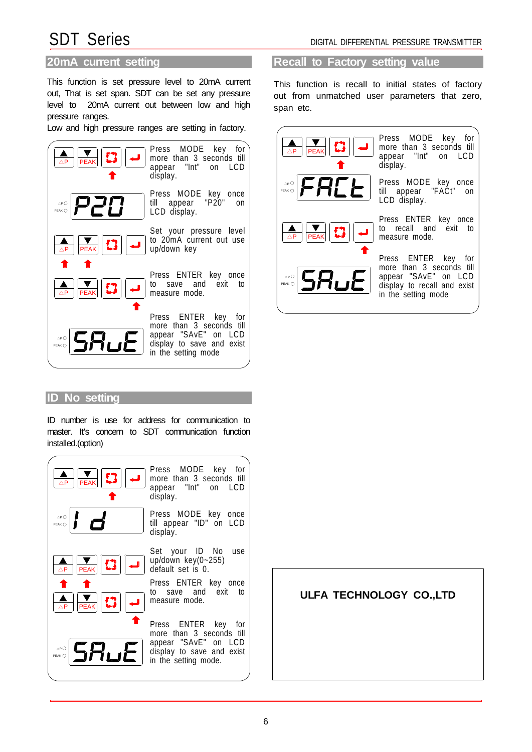## 20mA current setting

This function is set pressure level to 20mA current out, That is set span. SDT can be set any pressure level to 20mA current out between low and high pressure ranges.
Low and high pressure ranges are setting in factory.

Press MODE key for more than 3 seconds till appear "Int" on LCD display.

Press MODE key once till appear "P20" on LCD display.

Set your pressure level to 20mA current out use up/down key

Press ENTER key once to save and exit to measure mode.

Press ENTER key for more than 3 seconds till appear "SAvE" on LCD display to save and exit in the setting mode

## ID No setting

ID number is use for address for communication to master. It's concern to SDT communication function installed.(option)

Press MODE key for more than 3 seconds till appear "Int" on LCD display.

Press MODE key once till appear "ID" on LCD display.

Set your ID No use up/down key(0~255) default set is 0.

Press ENTER key once to save and exit to measure mode.

Press ENTER key for more than 3 seconds till appear "SAvE" on LCD display to save and exit in the setting mode.

## Recall to Factory setting value

This function is recall to initial states of factory out from unmatched user parameters that zero, span etc.

Press MODE key for more than 3 seconds till appear "Int" on LCD display.

Press MODE key once till appear "FACt" on LCD display.

Press ENTER key once to recall and exit to measure mode.

Press ENTER key for more than 3 seconds till appear "SAvE" on LCD display to recall and exist in the setting mode

**ULFA TECHNOLOGY CO.,LTD**